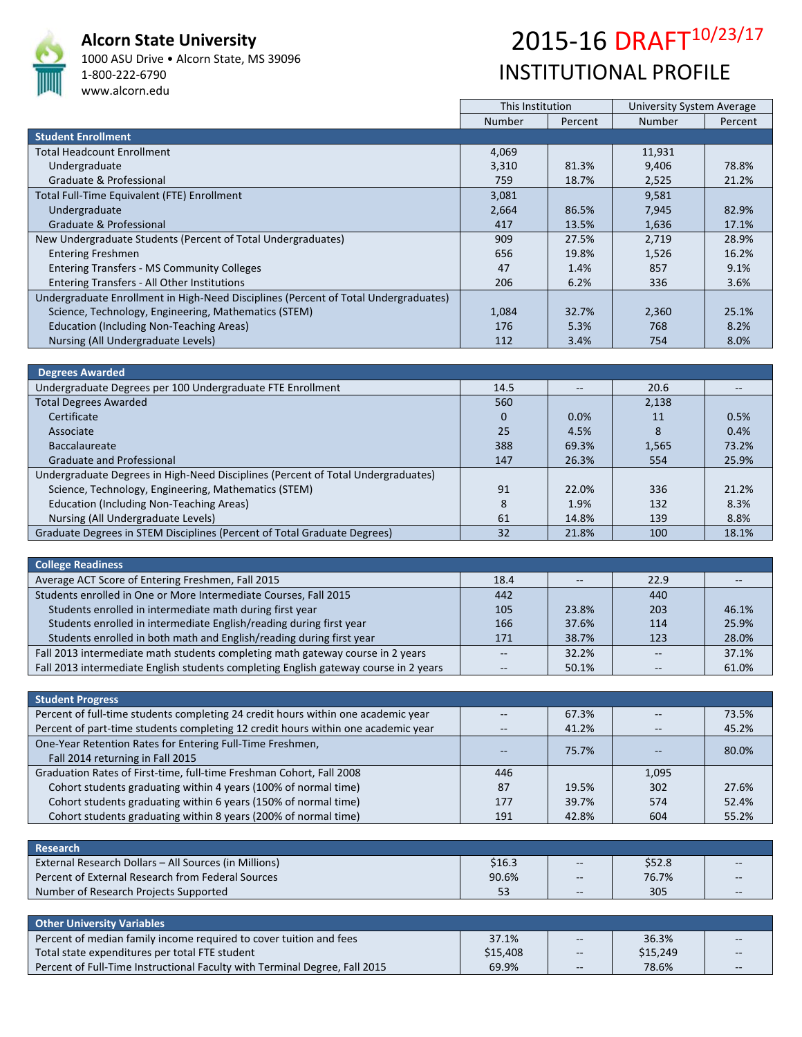# Alcorn State University

1000 ASU Drive • Alcorn State, MS 39096
1-800-222-6790
www.alcorn.edu

# 2015-16 DRAFT[10/23/17]

## INSTITUTIONAL PROFILE

| | This Institution | | University System Average | |
|---|---|---|---|---|
| | Number | Percent | Number | Percent |
| **Student Enrollment** | | | | |
| Total Headcount Enrollment | 4,069 | | 11,931 | |
| Undergraduate | 3,310 | 81.3% | 9,406 | 78.8% |
| Graduate & Professional | 759 | 18.7% | 2,525 | 21.2% |
| Total Full-Time Equivalent (FTE) Enrollment | 3,081 | | 9,581 | |
| Undergraduate | 2,664 | 86.5% | 7,945 | 82.9% |
| Graduate & Professional | 417 | 13.5% | 1,636 | 17.1% |
| New Undergraduate Students (Percent of Total Undergraduates) | 909 | 27.5% | 2,719 | 28.9% |
| Entering Freshmen | 656 | 19.8% | 1,526 | 16.2% |
| Entering Transfers - MS Community Colleges | 47 | 1.4% | 857 | 9.1% |
| Entering Transfers - All Other Institutions | 206 | 6.2% | 336 | 3.6% |
| Undergraduate Enrollment in High-Need Disciplines (Percent of Total Undergraduates) | | | | |
| Science, Technology, Engineering, Mathematics (STEM) | 1,084 | 32.7% | 2,360 | 25.1% |
| Education (Including Non-Teaching Areas) | 176 | 5.3% | 768 | 8.2% |
| Nursing (All Undergraduate Levels) | 112 | 3.4% | 754 | 8.0% |

| | This Institution | | University System Average | |
|---|---|---|---|---|
| **Degrees Awarded** | | | | |
| Undergraduate Degrees per 100 Undergraduate FTE Enrollment | 14.5 | -- | 20.6 | -- |
| Total Degrees Awarded | 560 | | 2,138 | |
| Certificate | 0 | 0.0% | 11 | 0.5% |
| Associate | 25 | 4.5% | 8 | 0.4% |
| Baccalaureate | 388 | 69.3% | 1,565 | 73.2% |
| Graduate and Professional | 147 | 26.3% | 554 | 25.9% |
| Undergraduate Degrees in High-Need Disciplines (Percent of Total Undergraduates) | | | | |
| Science, Technology, Engineering, Mathematics (STEM) | 91 | 22.0% | 336 | 21.2% |
| Education (Including Non-Teaching Areas) | 8 | 1.9% | 132 | 8.3% |
| Nursing (All Undergraduate Levels) | 61 | 14.8% | 139 | 8.8% |
| Graduate Degrees in STEM Disciplines (Percent of Total Graduate Degrees) | 32 | 21.8% | 100 | 18.1% |

| | This Institution | | University System Average | |
|---|---|---|---|---|
| **College Readiness** | | | | |
| Average ACT Score of Entering Freshmen, Fall 2015 | 18.4 | -- | 22.9 | -- |
| Students enrolled in One or More Intermediate Courses, Fall 2015 | 442 | | 440 | |
| Students enrolled in intermediate math during first year | 105 | 23.8% | 203 | 46.1% |
| Students enrolled in intermediate English/reading during first year | 166 | 37.6% | 114 | 25.9% |
| Students enrolled in both math and English/reading during first year | 171 | 38.7% | 123 | 28.0% |
| Fall 2013 intermediate math students completing math gateway course in 2 years | -- | 32.2% | -- | 37.1% |
| Fall 2013 intermediate English students completing English gateway course in 2 years | -- | 50.1% | -- | 61.0% |

| | This Institution | | University System Average | |
|---|---|---|---|---|
| **Student Progress** | | | | |
| Percent of full-time students completing 24 credit hours within one academic year | -- | 67.3% | -- | 73.5% |
| Percent of part-time students completing 12 credit hours within one academic year | -- | 41.2% | -- | 45.2% |
| One-Year Retention Rates for Entering Full-Time Freshmen, Fall 2014 returning in Fall 2015 | -- | 75.7% | -- | 80.0% |
| Graduation Rates of First-time, full-time Freshman Cohort, Fall 2008 | 446 | | 1,095 | |
| Cohort students graduating within 4 years (100% of normal time) | 87 | 19.5% | 302 | 27.6% |
| Cohort students graduating within 6 years (150% of normal time) | 177 | 39.7% | 574 | 52.4% |
| Cohort students graduating within 8 years (200% of normal time) | 191 | 42.8% | 604 | 55.2% |

| | This Institution | | University System Average | |
|---|---|---|---|---|
| **Research** | | | | |
| External Research Dollars – All Sources (in Millions) | $16.3 | -- | $52.8 | -- |
| Percent of External Research from Federal Sources | 90.6% | -- | 76.7% | -- |
| Number of Research Projects Supported | 53 | -- | 305 | -- |

| | This Institution | | University System Average | |
|---|---|---|---|---|
| **Other University Variables** | | | | |
| Percent of median family income required to cover tuition and fees | 37.1% | -- | 36.3% | -- |
| Total state expenditures per total FTE student | $15,408 | -- | $15,249 | -- |
| Percent of Full-Time Instructional Faculty with Terminal Degree, Fall 2015 | 69.9% | -- | 78.6% | -- |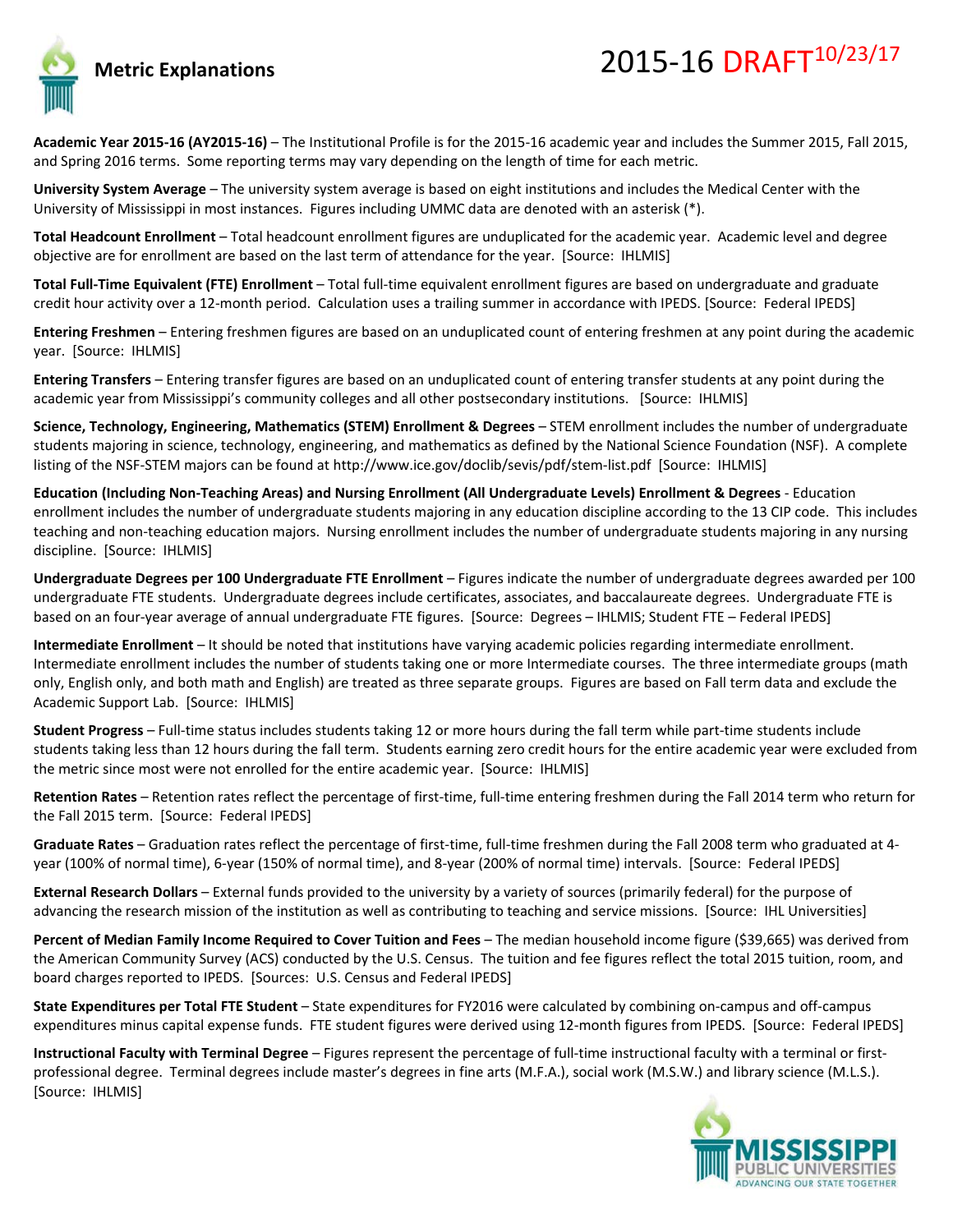# Metric Explanations

2015-16 DRAFT[10/23/17]

**Academic Year 2015-16 (AY2015-16)** – The Institutional Profile is for the 2015-16 academic year and includes the Summer 2015, Fall 2015, and Spring 2016 terms. Some reporting terms may vary depending on the length of time for each metric.

**University System Average** – The university system average is based on eight institutions and includes the Medical Center with the University of Mississippi in most instances. Figures including UMMC data are denoted with an asterisk (*).

**Total Headcount Enrollment** – Total headcount enrollment figures are unduplicated for the academic year. Academic level and degree objective are for enrollment are based on the last term of attendance for the year. [Source: IHLMIS]

**Total Full-Time Equivalent (FTE) Enrollment** – Total full-time equivalent enrollment figures are based on undergraduate and graduate credit hour activity over a 12-month period. Calculation uses a trailing summer in accordance with IPEDS. [Source: Federal IPEDS]

**Entering Freshmen** – Entering freshmen figures are based on an unduplicated count of entering freshmen at any point during the academic year. [Source: IHLMIS]

**Entering Transfers** – Entering transfer figures are based on an unduplicated count of entering transfer students at any point during the academic year from Mississippi's community colleges and all other postsecondary institutions. [Source: IHLMIS]

**Science, Technology, Engineering, Mathematics (STEM) Enrollment & Degrees** – STEM enrollment includes the number of undergraduate students majoring in science, technology, engineering, and mathematics as defined by the National Science Foundation (NSF). A complete listing of the NSF-STEM majors can be found at http://www.ice.gov/doclib/sevis/pdf/stem-list.pdf [Source: IHLMIS]

**Education (Including Non-Teaching Areas) and Nursing Enrollment (All Undergraduate Levels) Enrollment & Degrees** - Education enrollment includes the number of undergraduate students majoring in any education discipline according to the 13 CIP code. This includes teaching and non-teaching education majors. Nursing enrollment includes the number of undergraduate students majoring in any nursing discipline. [Source: IHLMIS]

**Undergraduate Degrees per 100 Undergraduate FTE Enrollment** – Figures indicate the number of undergraduate degrees awarded per 100 undergraduate FTE students. Undergraduate degrees include certificates, associates, and baccalaureate degrees. Undergraduate FTE is based on an four-year average of annual undergraduate FTE figures. [Source: Degrees – IHLMIS; Student FTE – Federal IPEDS]

**Intermediate Enrollment** – It should be noted that institutions have varying academic policies regarding intermediate enrollment. Intermediate enrollment includes the number of students taking one or more Intermediate courses. The three intermediate groups (math only, English only, and both math and English) are treated as three separate groups. Figures are based on Fall term data and exclude the Academic Support Lab. [Source: IHLMIS]

**Student Progress** – Full-time status includes students taking 12 or more hours during the fall term while part-time students include students taking less than 12 hours during the fall term. Students earning zero credit hours for the entire academic year were excluded from the metric since most were not enrolled for the entire academic year. [Source: IHLMIS]

**Retention Rates** – Retention rates reflect the percentage of first-time, full-time entering freshmen during the Fall 2014 term who return for the Fall 2015 term. [Source: Federal IPEDS]

**Graduate Rates** – Graduation rates reflect the percentage of first-time, full-time freshmen during the Fall 2008 term who graduated at 4-year (100% of normal time), 6-year (150% of normal time), and 8-year (200% of normal time) intervals. [Source: Federal IPEDS]

**External Research Dollars** – External funds provided to the university by a variety of sources (primarily federal) for the purpose of advancing the research mission of the institution as well as contributing to teaching and service missions. [Source: IHL Universities]

**Percent of Median Family Income Required to Cover Tuition and Fees** – The median household income figure ($39,665) was derived from the American Community Survey (ACS) conducted by the U.S. Census. The tuition and fee figures reflect the total 2015 tuition, room, and board charges reported to IPEDS. [Sources: U.S. Census and Federal IPEDS]

**State Expenditures per Total FTE Student** – State expenditures for FY2016 were calculated by combining on-campus and off-campus expenditures minus capital expense funds. FTE student figures were derived using 12-month figures from IPEDS. [Source: Federal IPEDS]

**Instructional Faculty with Terminal Degree** – Figures represent the percentage of full-time instructional faculty with a terminal or first-professional degree. Terminal degrees include master's degrees in fine arts (M.F.A.), social work (M.S.W.) and library science (M.L.S.). [Source: IHLMIS]

MISSISSIPPI PUBLIC UNIVERSITIES
ADVANCING OUR STATE TOGETHER